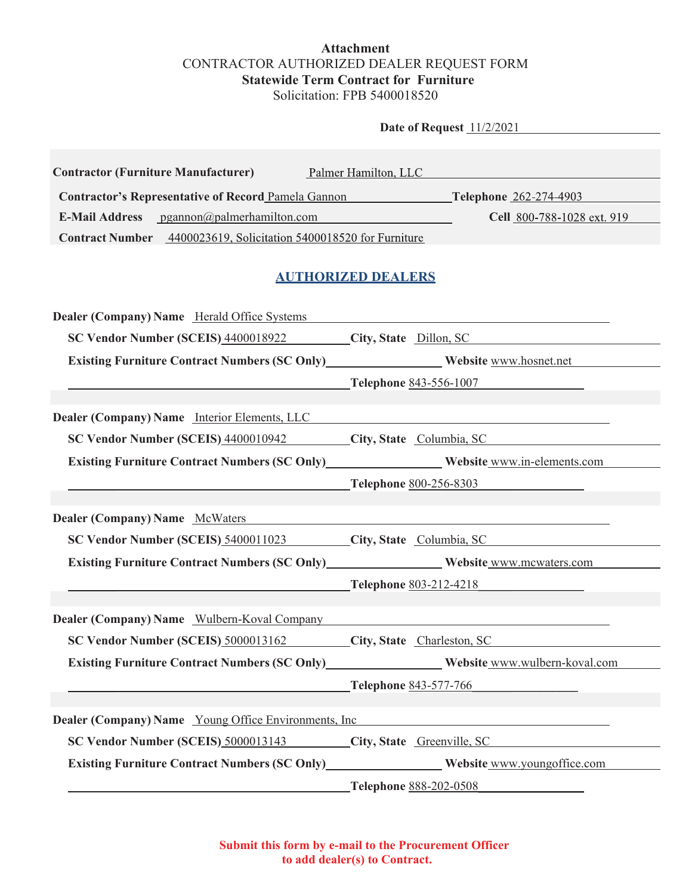**Attachment**

CONTRACTOR AUTHORIZED DEALER REQUEST FORM

**Statewide Term Contract for Furniture**

Solicitation: FPB 5400018520

**Date of Request** 11/2/2021

**Contractor (Furniture Manufacturer)** Palmer Hamilton, LLC

**Contractor's Representative of Record** Pamela Gannon **Telephone** 262-274-4903

**E-Mail Address** pgannon@palmerhamilton.com **Cell** 800-788-1028 ext. 919

**Contract Number** 4400023619, Solicitation 5400018520 for Furniture

## AUTHORIZED DEALERS

**Dealer (Company) Name** Herald Office Systems

**SC Vendor Number (SCEIS)** 4400018922 **City, State** Dillon, SC

**Existing Furniture Contract Numbers (SC Only)** ________ **Website** www.hosnet.net

**Telephone** 843-556-1007

**Dealer (Company) Name** Interior Elements, LLC

**SC Vendor Number (SCEIS)** 4400010942 **City, State** Columbia, SC

**Existing Furniture Contract Numbers (SC Only)** ________ **Website** www.in-elements.com

**Telephone** 800-256-8303

**Dealer (Company) Name** McWaters

**SC Vendor Number (SCEIS)** 5400011023 **City, State** Columbia, SC

**Existing Furniture Contract Numbers (SC Only)** ________ **Website** www.mcwaters.com

**Telephone** 803-212-4218

**Dealer (Company) Name** Wulbern-Koval Company

**SC Vendor Number (SCEIS)** 5000013162 **City, State** Charleston, SC

**Existing Furniture Contract Numbers (SC Only)** ________ **Website** www.wulbern-koval.com

**Telephone** 843-577-766

**Dealer (Company) Name** Young Office Environments, Inc

**SC Vendor Number (SCEIS)** 5000013143 **City, State** Greenville, SC

**Existing Furniture Contract Numbers (SC Only)** ________ **Website** www.youngoffice.com

**Telephone** 888-202-0508

**Submit this form by e-mail to the Procurement Officer to add dealer(s) to Contract.**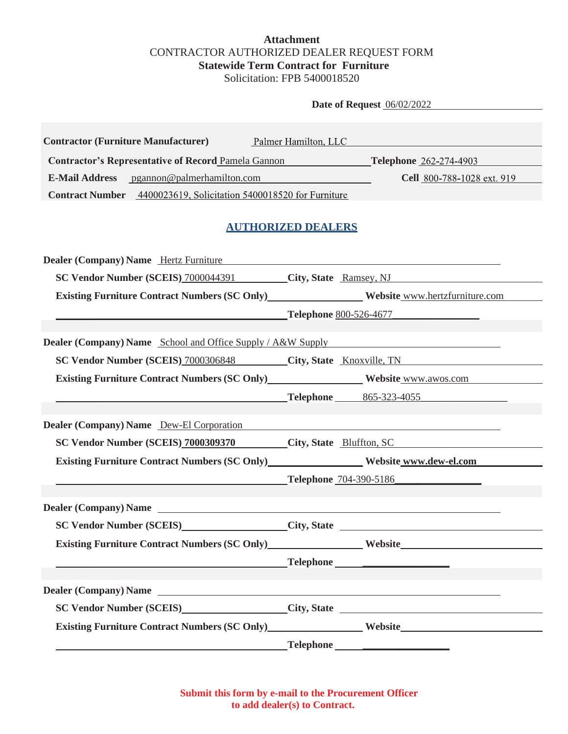**Attachment**

CONTRACTOR AUTHORIZED DEALER REQUEST FORM

**Statewide Term Contract for Furniture**

Solicitation: FPB 5400018520

**Date of Request** 06/02/2022

**Contractor (Furniture Manufacturer)** Palmer Hamilton, LLC

**Contractor's Representative of Record** Pamela Gannon **Telephone** 262-274-4903

**E-Mail Address** pgannon@palmerhamilton.com **Cell** 800-788-1028 ext. 919

**Contract Number** 4400023619, Solicitation 5400018520 for Furniture

## AUTHORIZED DEALERS

**Dealer (Company) Name** Hertz Furniture

**SC Vendor Number (SCEIS)** 7000044391 **City, State** Ramsey, NJ

**Existing Furniture Contract Numbers (SC Only)** ____________ **Website** www.hertzfurniture.com

**Telephone** 800-526-4677

**Dealer (Company) Name** School and Office Supply / A&W Supply

**SC Vendor Number (SCEIS)** 7000306848 **City, State** Knoxville, TN

**Existing Furniture Contract Numbers (SC Only)** ____________ **Website** www.awos.com

**Telephone** 865-323-4055

**Dealer (Company) Name** Dew-El Corporation

**SC Vendor Number (SCEIS)** **7000309370** **City, State** Bluffton, SC

**Existing Furniture Contract Numbers (SC Only)** ____________ **Website** **www.dew-el.com**

**Telephone** 704-390-5186

**Dealer (Company) Name** ____________

**SC Vendor Number (SCEIS)** ____________ **City, State** ____________

**Existing Furniture Contract Numbers (SC Only)** ____________ **Website** ____________

**Telephone** ____________

**Dealer (Company) Name** ____________

**SC Vendor Number (SCEIS)** ____________ **City, State** ____________

**Existing Furniture Contract Numbers (SC Only)** ____________ **Website** ____________

**Telephone** ____________

**Submit this form by e-mail to the Procurement Officer to add dealer(s) to Contract.**